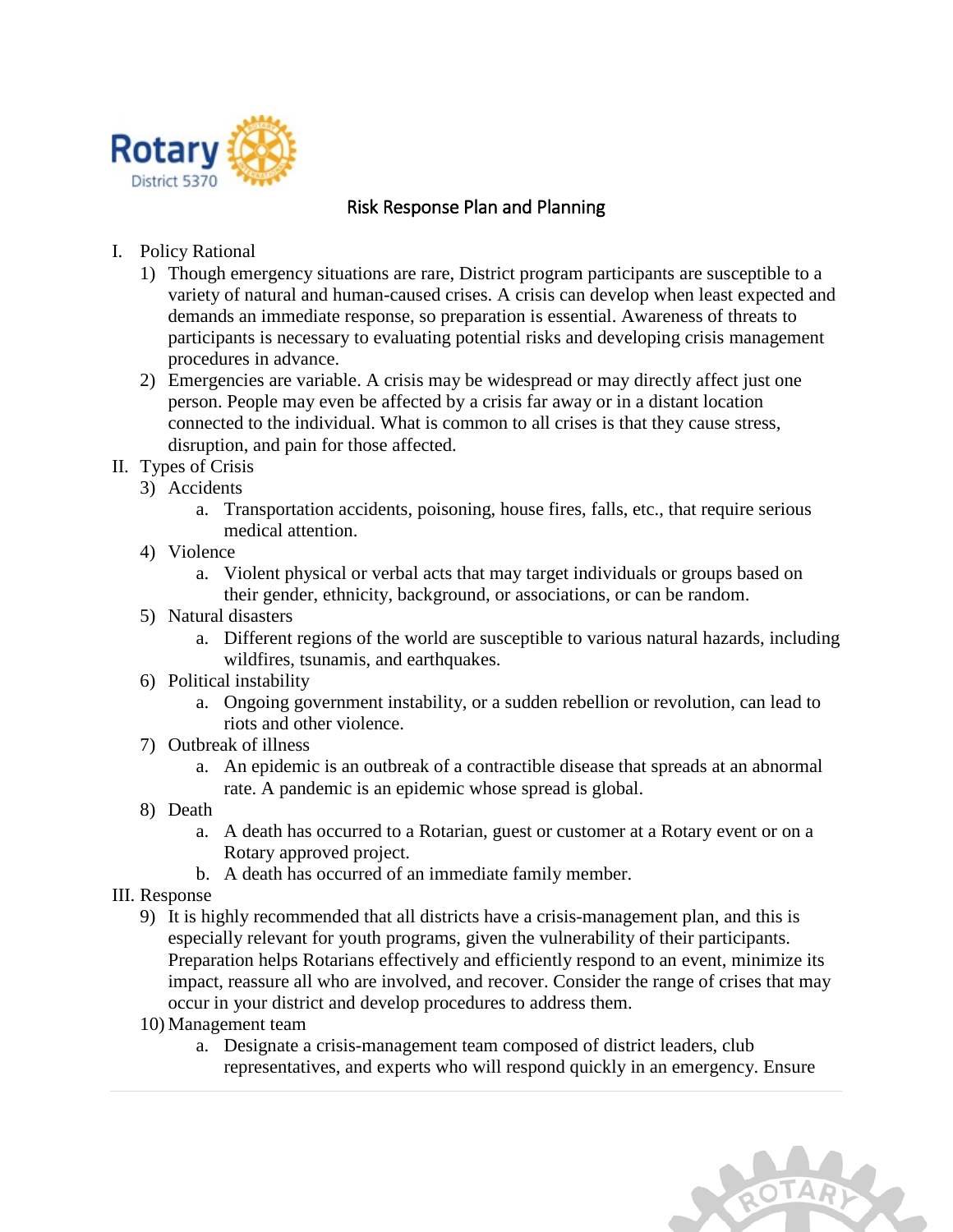Rotary District 5370

# Risk Response Plan and Planning

I. Policy Rational

1) Though emergency situations are rare, District program participants are susceptible to a variety of natural and human-caused crises. A crisis can develop when least expected and demands an immediate response, so preparation is essential. Awareness of threats to participants is necessary to evaluating potential risks and developing crisis management procedures in advance.
2) Emergencies are variable. A crisis may be widespread or may directly affect just one person. People may even be affected by a crisis far away or in a distant location connected to the individual. What is common to all crises is that they cause stress, disruption, and pain for those affected.

II. Types of Crisis

3) Accidents
   a. Transportation accidents, poisoning, house fires, falls, etc., that require serious medical attention.
4) Violence
   a. Violent physical or verbal acts that may target individuals or groups based on their gender, ethnicity, background, or associations, or can be random.
5) Natural disasters
   a. Different regions of the world are susceptible to various natural hazards, including wildfires, tsunamis, and earthquakes.
6) Political instability
   a. Ongoing government instability, or a sudden rebellion or revolution, can lead to riots and other violence.
7) Outbreak of illness
   a. An epidemic is an outbreak of a contractible disease that spreads at an abnormal rate. A pandemic is an epidemic whose spread is global.
8) Death
   a. A death has occurred to a Rotarian, guest or customer at a Rotary event or on a Rotary approved project.
   b. A death has occurred of an immediate family member.

III. Response

9) It is highly recommended that all districts have a crisis-management plan, and this is especially relevant for youth programs, given the vulnerability of their participants. Preparation helps Rotarians effectively and efficiently respond to an event, minimize its impact, reassure all who are involved, and recover. Consider the range of crises that may occur in your district and develop procedures to address them.
10) Management team
    a. Designate a crisis-management team composed of district leaders, club representatives, and experts who will respond quickly in an emergency. Ensure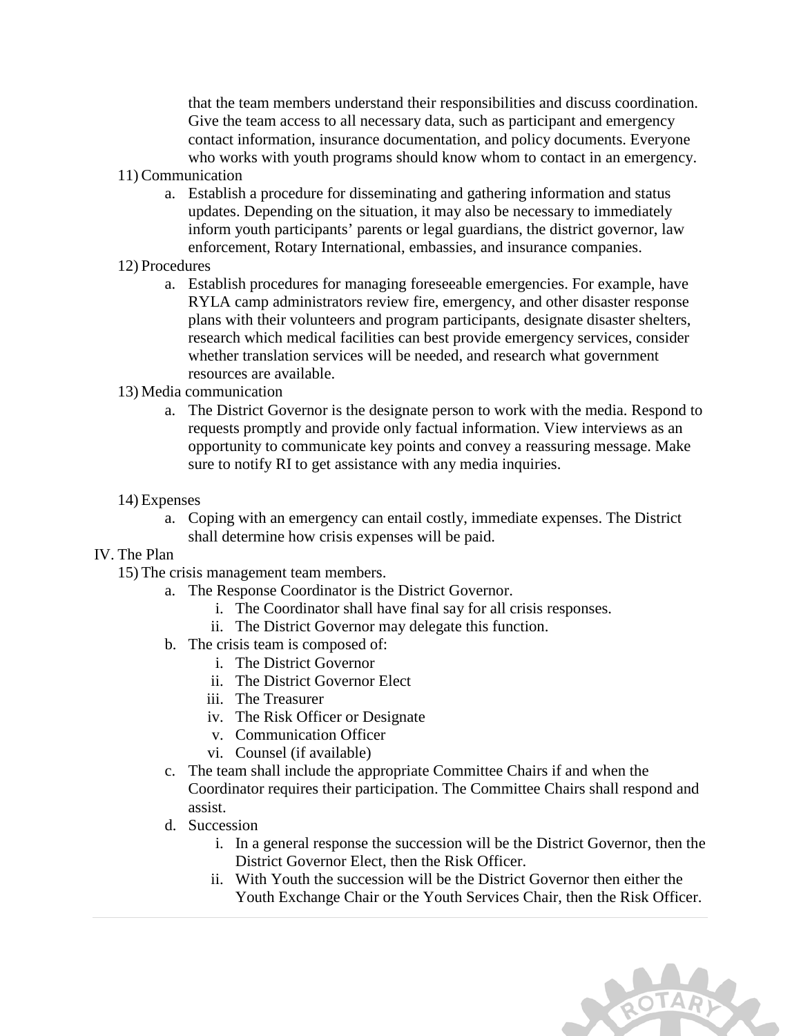that the team members understand their responsibilities and discuss coordination. Give the team access to all necessary data, such as participant and emergency contact information, insurance documentation, and policy documents. Everyone who works with youth programs should know whom to contact in an emergency.

11) Communication
    a. Establish a procedure for disseminating and gathering information and status updates. Depending on the situation, it may also be necessary to immediately inform youth participants' parents or legal guardians, the district governor, law enforcement, Rotary International, embassies, and insurance companies.

12) Procedures
    a. Establish procedures for managing foreseeable emergencies. For example, have RYLA camp administrators review fire, emergency, and other disaster response plans with their volunteers and program participants, designate disaster shelters, research which medical facilities can best provide emergency services, consider whether translation services will be needed, and research what government resources are available.

13) Media communication
    a. The District Governor is the designate person to work with the media. Respond to requests promptly and provide only factual information. View interviews as an opportunity to communicate key points and convey a reassuring message. Make sure to notify RI to get assistance with any media inquiries.

14) Expenses
    a. Coping with an emergency can entail costly, immediate expenses. The District shall determine how crisis expenses will be paid.

IV. The Plan

15) The crisis management team members.
    a. The Response Coordinator is the District Governor.
        i. The Coordinator shall have final say for all crisis responses.
        ii. The District Governor may delegate this function.
    b. The crisis team is composed of:
        i. The District Governor
        ii. The District Governor Elect
        iii. The Treasurer
        iv. The Risk Officer or Designate
        v. Communication Officer
        vi. Counsel (if available)
    c. The team shall include the appropriate Committee Chairs if and when the Coordinator requires their participation. The Committee Chairs shall respond and assist.
    d. Succession
        i. In a general response the succession will be the District Governor, then the District Governor Elect, then the Risk Officer.
        ii. With Youth the succession will be the District Governor then either the Youth Exchange Chair or the Youth Services Chair, then the Risk Officer.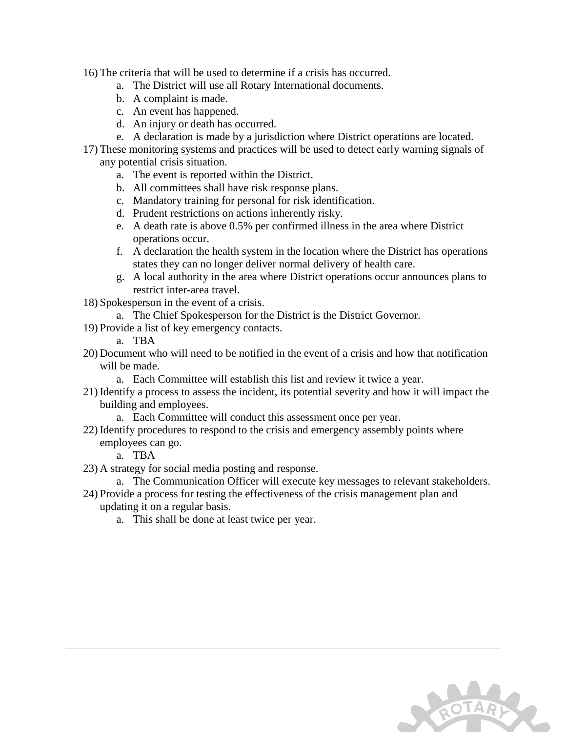16) The criteria that will be used to determine if a crisis has occurred.
    a. The District will use all Rotary International documents.
    b. A complaint is made.
    c. An event has happened.
    d. An injury or death has occurred.
    e. A declaration is made by a jurisdiction where District operations are located.
17) These monitoring systems and practices will be used to detect early warning signals of any potential crisis situation.
    a. The event is reported within the District.
    b. All committees shall have risk response plans.
    c. Mandatory training for personal for risk identification.
    d. Prudent restrictions on actions inherently risky.
    e. A death rate is above 0.5% per confirmed illness in the area where District operations occur.
    f. A declaration the health system in the location where the District has operations states they can no longer deliver normal delivery of health care.
    g. A local authority in the area where District operations occur announces plans to restrict inter-area travel.
18) Spokesperson in the event of a crisis.
    a. The Chief Spokesperson for the District is the District Governor.
19) Provide a list of key emergency contacts.
    a. TBA
20) Document who will need to be notified in the event of a crisis and how that notification will be made.
    a. Each Committee will establish this list and review it twice a year.
21) Identify a process to assess the incident, its potential severity and how it will impact the building and employees.
    a. Each Committee will conduct this assessment once per year.
22) Identify procedures to respond to the crisis and emergency assembly points where employees can go.
    a. TBA
23) A strategy for social media posting and response.
    a. The Communication Officer will execute key messages to relevant stakeholders.
24) Provide a process for testing the effectiveness of the crisis management plan and updating it on a regular basis.
    a. This shall be done at least twice per year.